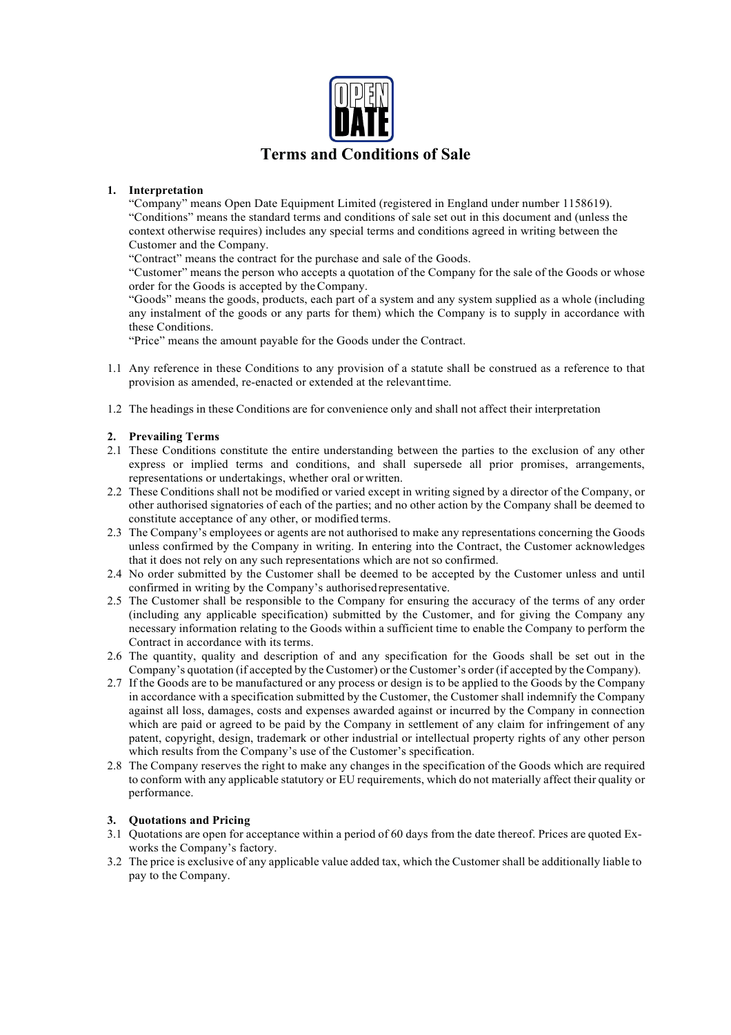OPEN DATE

# Terms and Conditions of Sale

## 1. Interpretation

"Company" means Open Date Equipment Limited (registered in England under number 1158619).

"Conditions" means the standard terms and conditions of sale set out in this document and (unless the context otherwise requires) includes any special terms and conditions agreed in writing between the Customer and the Company.

"Contract" means the contract for the purchase and sale of the Goods.

"Customer" means the person who accepts a quotation of the Company for the sale of the Goods or whose order for the Goods is accepted by the Company.

"Goods" means the goods, products, each part of a system and any system supplied as a whole (including any instalment of the goods or any parts for them) which the Company is to supply in accordance with these Conditions.

"Price" means the amount payable for the Goods under the Contract.

1.1 Any reference in these Conditions to any provision of a statute shall be construed as a reference to that provision as amended, re-enacted or extended at the relevant time.

1.2 The headings in these Conditions are for convenience only and shall not affect their interpretation

## 2. Prevailing Terms

2.1 These Conditions constitute the entire understanding between the parties to the exclusion of any other express or implied terms and conditions, and shall supersede all prior promises, arrangements, representations or undertakings, whether oral or written.

2.2 These Conditions shall not be modified or varied except in writing signed by a director of the Company, or other authorised signatories of each of the parties; and no other action by the Company shall be deemed to constitute acceptance of any other, or modified terms.

2.3 The Company's employees or agents are not authorised to make any representations concerning the Goods unless confirmed by the Company in writing. In entering into the Contract, the Customer acknowledges that it does not rely on any such representations which are not so confirmed.

2.4 No order submitted by the Customer shall be deemed to be accepted by the Customer unless and until confirmed in writing by the Company's authorised representative.

2.5 The Customer shall be responsible to the Company for ensuring the accuracy of the terms of any order (including any applicable specification) submitted by the Customer, and for giving the Company any necessary information relating to the Goods within a sufficient time to enable the Company to perform the Contract in accordance with its terms.

2.6 The quantity, quality and description of and any specification for the Goods shall be set out in the Company's quotation (if accepted by the Customer) or the Customer's order (if accepted by the Company).

2.7 If the Goods are to be manufactured or any process or design is to be applied to the Goods by the Company in accordance with a specification submitted by the Customer, the Customer shall indemnify the Company against all loss, damages, costs and expenses awarded against or incurred by the Company in connection which are paid or agreed to be paid by the Company in settlement of any claim for infringement of any patent, copyright, design, trademark or other industrial or intellectual property rights of any other person which results from the Company's use of the Customer's specification.

2.8 The Company reserves the right to make any changes in the specification of the Goods which are required to conform with any applicable statutory or EU requirements, which do not materially affect their quality or performance.

## 3. Quotations and Pricing

3.1 Quotations are open for acceptance within a period of 60 days from the date thereof. Prices are quoted Ex-works the Company's factory.

3.2 The price is exclusive of any applicable value added tax, which the Customer shall be additionally liable to pay to the Company.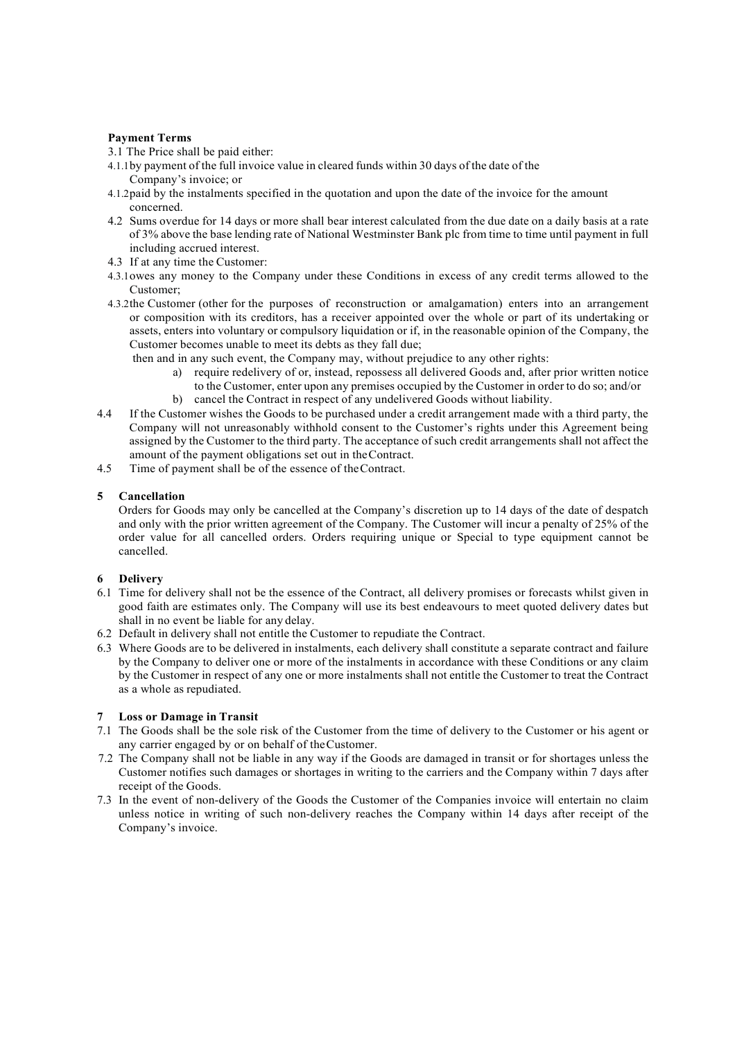**Payment Terms**

3.1 The Price shall be paid either:

4.1.1 by payment of the full invoice value in cleared funds within 30 days of the date of the Company's invoice; or

4.1.2 paid by the instalments specified in the quotation and upon the date of the invoice for the amount concerned.

4.2 Sums overdue for 14 days or more shall bear interest calculated from the due date on a daily basis at a rate of 3% above the base lending rate of National Westminster Bank plc from time to time until payment in full including accrued interest.

4.3 If at any time the Customer:

4.3.1 owes any money to the Company under these Conditions in excess of any credit terms allowed to the Customer;

4.3.2 the Customer (other for the purposes of reconstruction or amalgamation) enters into an arrangement or composition with its creditors, has a receiver appointed over the whole or part of its undertaking or assets, enters into voluntary or compulsory liquidation or if, in the reasonable opinion of the Company, the Customer becomes unable to meet its debts as they fall due;

then and in any such event, the Company may, without prejudice to any other rights:

a) require redelivery of or, instead, repossess all delivered Goods and, after prior written notice to the Customer, enter upon any premises occupied by the Customer in order to do so; and/or
b) cancel the Contract in respect of any undelivered Goods without liability.

4.4 If the Customer wishes the Goods to be purchased under a credit arrangement made with a third party, the Company will not unreasonably withhold consent to the Customer's rights under this Agreement being assigned by the Customer to the third party. The acceptance of such credit arrangements shall not affect the amount of the payment obligations set out in the Contract.

4.5 Time of payment shall be of the essence of the Contract.

**5 Cancellation**

Orders for Goods may only be cancelled at the Company's discretion up to 14 days of the date of despatch and only with the prior written agreement of the Company. The Customer will incur a penalty of 25% of the order value for all cancelled orders. Orders requiring unique or Special to type equipment cannot be cancelled.

**6 Delivery**

6.1 Time for delivery shall not be the essence of the Contract, all delivery promises or forecasts whilst given in good faith are estimates only. The Company will use its best endeavours to meet quoted delivery dates but shall in no event be liable for any delay.

6.2 Default in delivery shall not entitle the Customer to repudiate the Contract.

6.3 Where Goods are to be delivered in instalments, each delivery shall constitute a separate contract and failure by the Company to deliver one or more of the instalments in accordance with these Conditions or any claim by the Customer in respect of any one or more instalments shall not entitle the Customer to treat the Contract as a whole as repudiated.

**7 Loss or Damage in Transit**

7.1 The Goods shall be the sole risk of the Customer from the time of delivery to the Customer or his agent or any carrier engaged by or on behalf of the Customer.

7.2 The Company shall not be liable in any way if the Goods are damaged in transit or for shortages unless the Customer notifies such damages or shortages in writing to the carriers and the Company within 7 days after receipt of the Goods.

7.3 In the event of non-delivery of the Goods the Customer of the Companies invoice will entertain no claim unless notice in writing of such non-delivery reaches the Company within 14 days after receipt of the Company's invoice.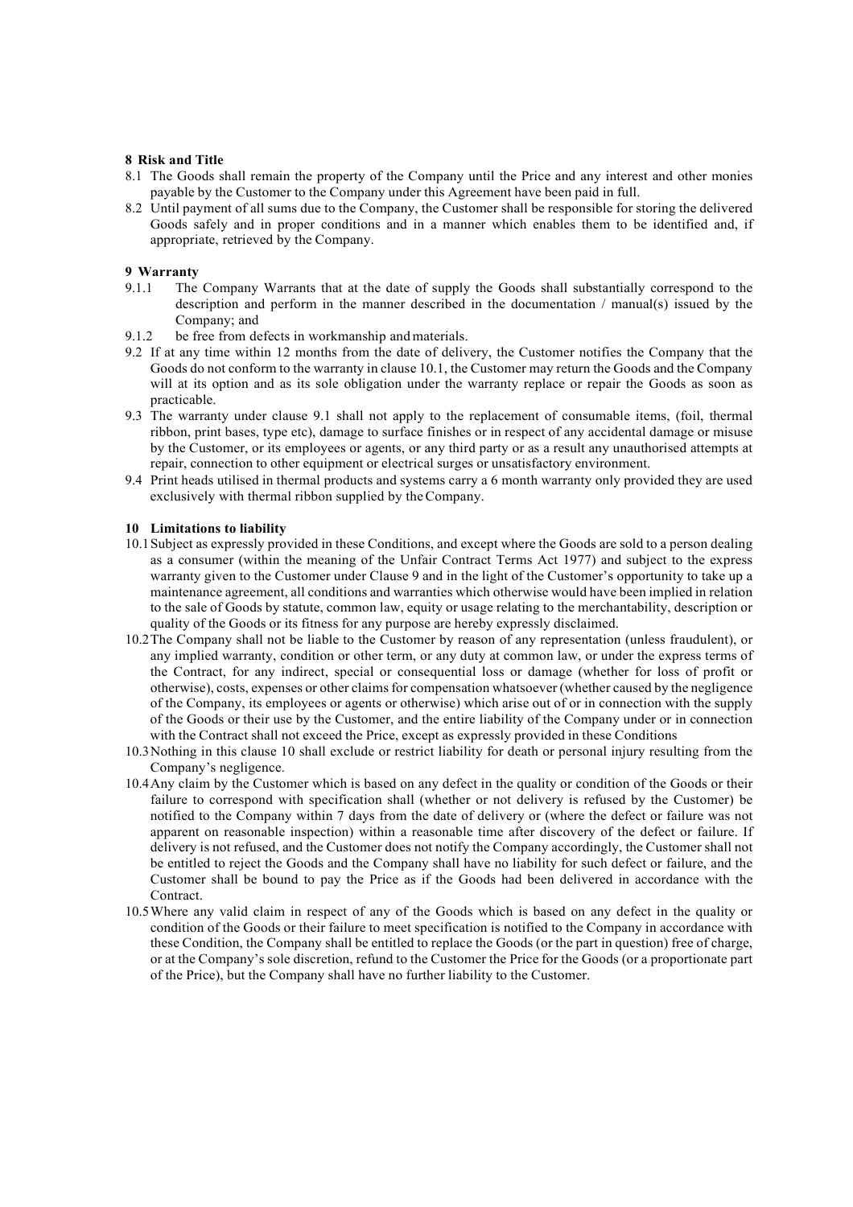## 8 Risk and Title

8.1 The Goods shall remain the property of the Company until the Price and any interest and other monies payable by the Customer to the Company under this Agreement have been paid in full.

8.2 Until payment of all sums due to the Company, the Customer shall be responsible for storing the delivered Goods safely and in proper conditions and in a manner which enables them to be identified and, if appropriate, retrieved by the Company.

## 9 Warranty

9.1.1 The Company Warrants that at the date of supply the Goods shall substantially correspond to the description and perform in the manner described in the documentation / manual(s) issued by the Company; and

9.1.2 be free from defects in workmanship and materials.

9.2 If at any time within 12 months from the date of delivery, the Customer notifies the Company that the Goods do not conform to the warranty in clause 10.1, the Customer may return the Goods and the Company will at its option and as its sole obligation under the warranty replace or repair the Goods as soon as practicable.

9.3 The warranty under clause 9.1 shall not apply to the replacement of consumable items, (foil, thermal ribbon, print bases, type etc), damage to surface finishes or in respect of any accidental damage or misuse by the Customer, or its employees or agents, or any third party or as a result any unauthorised attempts at repair, connection to other equipment or electrical surges or unsatisfactory environment.

9.4 Print heads utilised in thermal products and systems carry a 6 month warranty only provided they are used exclusively with thermal ribbon supplied by the Company.

## 10 Limitations to liability

10.1 Subject as expressly provided in these Conditions, and except where the Goods are sold to a person dealing as a consumer (within the meaning of the Unfair Contract Terms Act 1977) and subject to the express warranty given to the Customer under Clause 9 and in the light of the Customer's opportunity to take up a maintenance agreement, all conditions and warranties which otherwise would have been implied in relation to the sale of Goods by statute, common law, equity or usage relating to the merchantability, description or quality of the Goods or its fitness for any purpose are hereby expressly disclaimed.

10.2 The Company shall not be liable to the Customer by reason of any representation (unless fraudulent), or any implied warranty, condition or other term, or any duty at common law, or under the express terms of the Contract, for any indirect, special or consequential loss or damage (whether for loss of profit or otherwise), costs, expenses or other claims for compensation whatsoever (whether caused by the negligence of the Company, its employees or agents or otherwise) which arise out of or in connection with the supply of the Goods or their use by the Customer, and the entire liability of the Company under or in connection with the Contract shall not exceed the Price, except as expressly provided in these Conditions

10.3 Nothing in this clause 10 shall exclude or restrict liability for death or personal injury resulting from the Company's negligence.

10.4 Any claim by the Customer which is based on any defect in the quality or condition of the Goods or their failure to correspond with specification shall (whether or not delivery is refused by the Customer) be notified to the Company within 7 days from the date of delivery or (where the defect or failure was not apparent on reasonable inspection) within a reasonable time after discovery of the defect or failure. If delivery is not refused, and the Customer does not notify the Company accordingly, the Customer shall not be entitled to reject the Goods and the Company shall have no liability for such defect or failure, and the Customer shall be bound to pay the Price as if the Goods had been delivered in accordance with the Contract.

10.5 Where any valid claim in respect of any of the Goods which is based on any defect in the quality or condition of the Goods or their failure to meet specification is notified to the Company in accordance with these Condition, the Company shall be entitled to replace the Goods (or the part in question) free of charge, or at the Company's sole discretion, refund to the Customer the Price for the Goods (or a proportionate part of the Price), but the Company shall have no further liability to the Customer.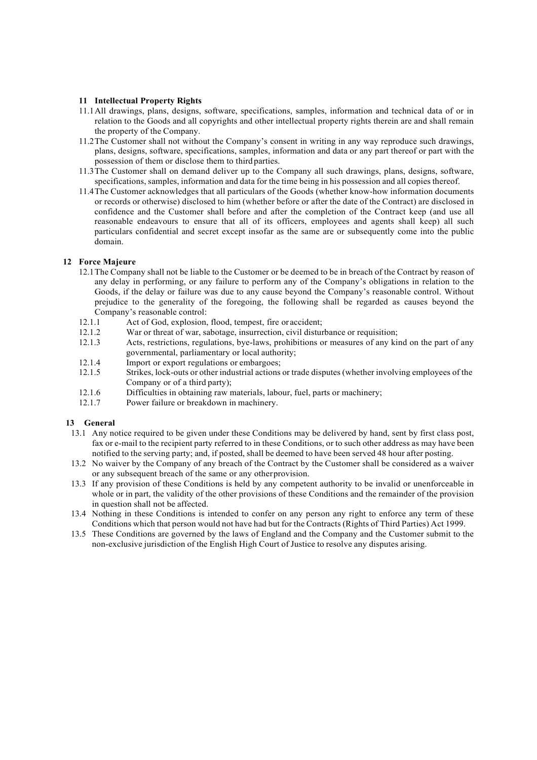## 11 Intellectual Property Rights

11.1 All drawings, plans, designs, software, specifications, samples, information and technical data of or in relation to the Goods and all copyrights and other intellectual property rights therein are and shall remain the property of the Company.

11.2 The Customer shall not without the Company's consent in writing in any way reproduce such drawings, plans, designs, software, specifications, samples, information and data or any part thereof or part with the possession of them or disclose them to third parties.

11.3 The Customer shall on demand deliver up to the Company all such drawings, plans, designs, software, specifications, samples, information and data for the time being in his possession and all copies thereof.

11.4 The Customer acknowledges that all particulars of the Goods (whether know-how information documents or records or otherwise) disclosed to him (whether before or after the date of the Contract) are disclosed in confidence and the Customer shall before and after the completion of the Contract keep (and use all reasonable endeavours to ensure that all of its officers, employees and agents shall keep) all such particulars confidential and secret except insofar as the same are or subsequently come into the public domain.

## 12 Force Majeure

12.1 The Company shall not be liable to the Customer or be deemed to be in breach of the Contract by reason of any delay in performing, or any failure to perform any of the Company's obligations in relation to the Goods, if the delay or failure was due to any cause beyond the Company's reasonable control. Without prejudice to the generality of the foregoing, the following shall be regarded as causes beyond the Company's reasonable control:

12.1.1 Act of God, explosion, flood, tempest, fire or accident;

12.1.2 War or threat of war, sabotage, insurrection, civil disturbance or requisition;

12.1.3 Acts, restrictions, regulations, bye-laws, prohibitions or measures of any kind on the part of any governmental, parliamentary or local authority;

12.1.4 Import or export regulations or embargoes;

12.1.5 Strikes, lock-outs or other industrial actions or trade disputes (whether involving employees of the Company or of a third party);

12.1.6 Difficulties in obtaining raw materials, labour, fuel, parts or machinery;

12.1.7 Power failure or breakdown in machinery.

## 13 General

13.1 Any notice required to be given under these Conditions may be delivered by hand, sent by first class post, fax or e-mail to the recipient party referred to in these Conditions, or to such other address as may have been notified to the serving party; and, if posted, shall be deemed to have been served 48 hour after posting.

13.2 No waiver by the Company of any breach of the Contract by the Customer shall be considered as a waiver or any subsequent breach of the same or any other provision.

13.3 If any provision of these Conditions is held by any competent authority to be invalid or unenforceable in whole or in part, the validity of the other provisions of these Conditions and the remainder of the provision in question shall not be affected.

13.4 Nothing in these Conditions is intended to confer on any person any right to enforce any term of these Conditions which that person would not have had but for the Contracts (Rights of Third Parties) Act 1999.

13.5 These Conditions are governed by the laws of England and the Company and the Customer submit to the non-exclusive jurisdiction of the English High Court of Justice to resolve any disputes arising.